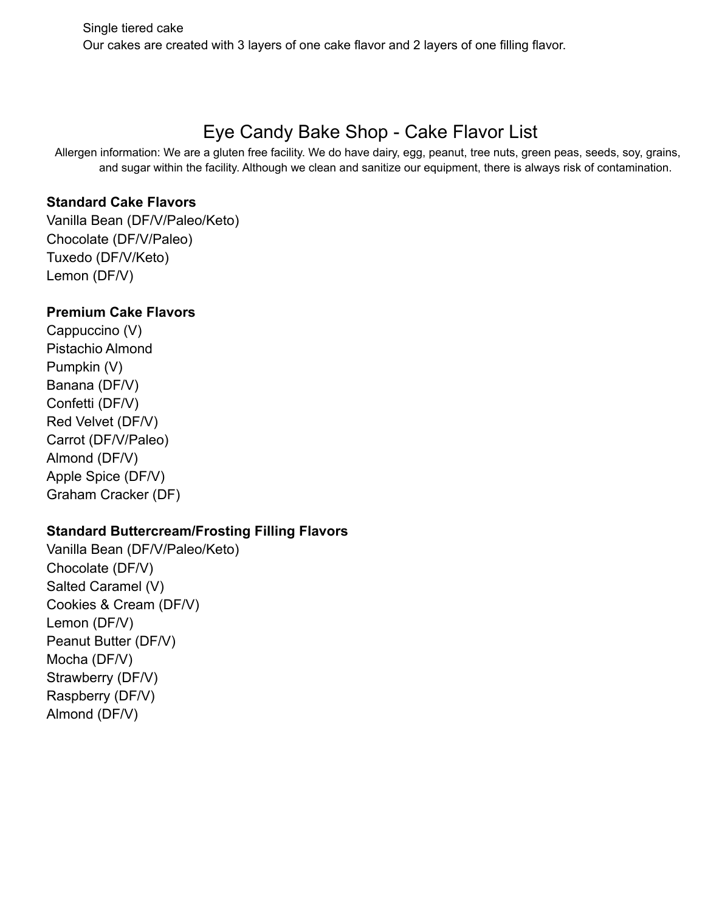Single tiered cake
Our cakes are created with 3 layers of one cake flavor and 2 layers of one filling flavor.

# Eye Candy Bake Shop - Cake Flavor List

Allergen information: We are a gluten free facility. We do have dairy, egg, peanut, tree nuts, green peas, seeds, soy, grains, and sugar within the facility. Although we clean and sanitize our equipment, there is always risk of contamination.

**Standard Cake Flavors**

Vanilla Bean (DF/V/Paleo/Keto)
Chocolate (DF/V/Paleo)
Tuxedo (DF/V/Keto)
Lemon (DF/V)

**Premium Cake Flavors**

Cappuccino (V)
Pistachio Almond
Pumpkin (V)
Banana (DF/V)
Confetti (DF/V)
Red Velvet (DF/V)
Carrot (DF/V/Paleo)
Almond (DF/V)
Apple Spice (DF/V)
Graham Cracker (DF)

**Standard Buttercream/Frosting Filling Flavors**

Vanilla Bean (DF/V/Paleo/Keto)
Chocolate (DF/V)
Salted Caramel (V)
Cookies & Cream (DF/V)
Lemon (DF/V)
Peanut Butter (DF/V)
Mocha (DF/V)
Strawberry (DF/V)
Raspberry (DF/V)
Almond (DF/V)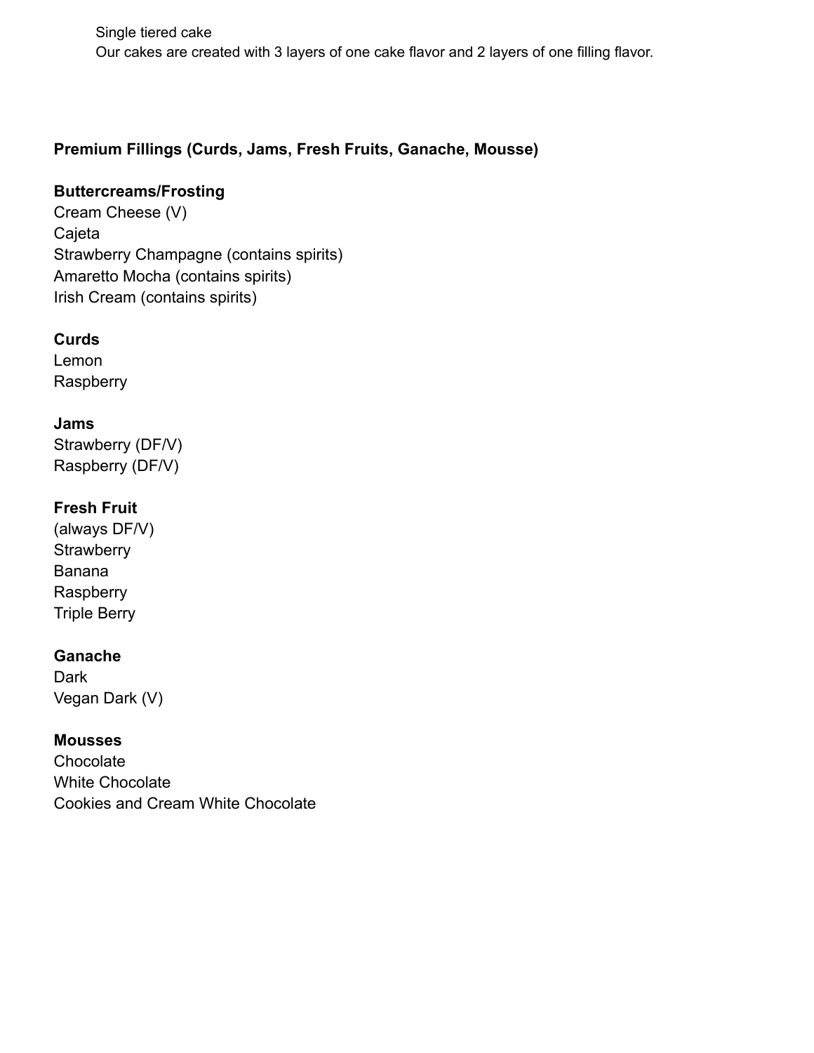Single tiered cake
Our cakes are created with 3 layers of one cake flavor and 2 layers of one filling flavor.

**Premium Fillings (Curds, Jams, Fresh Fruits, Ganache, Mousse)**

**Buttercreams/Frosting**
Cream Cheese (V)
Cajeta
Strawberry Champagne (contains spirits)
Amaretto Mocha (contains spirits)
Irish Cream (contains spirits)

**Curds**
Lemon
Raspberry

**Jams**
Strawberry (DF/V)
Raspberry (DF/V)

**Fresh Fruit**
(always DF/V)
Strawberry
Banana
Raspberry
Triple Berry

**Ganache**
Dark
Vegan Dark (V)

**Mousses**
Chocolate
White Chocolate
Cookies and Cream White Chocolate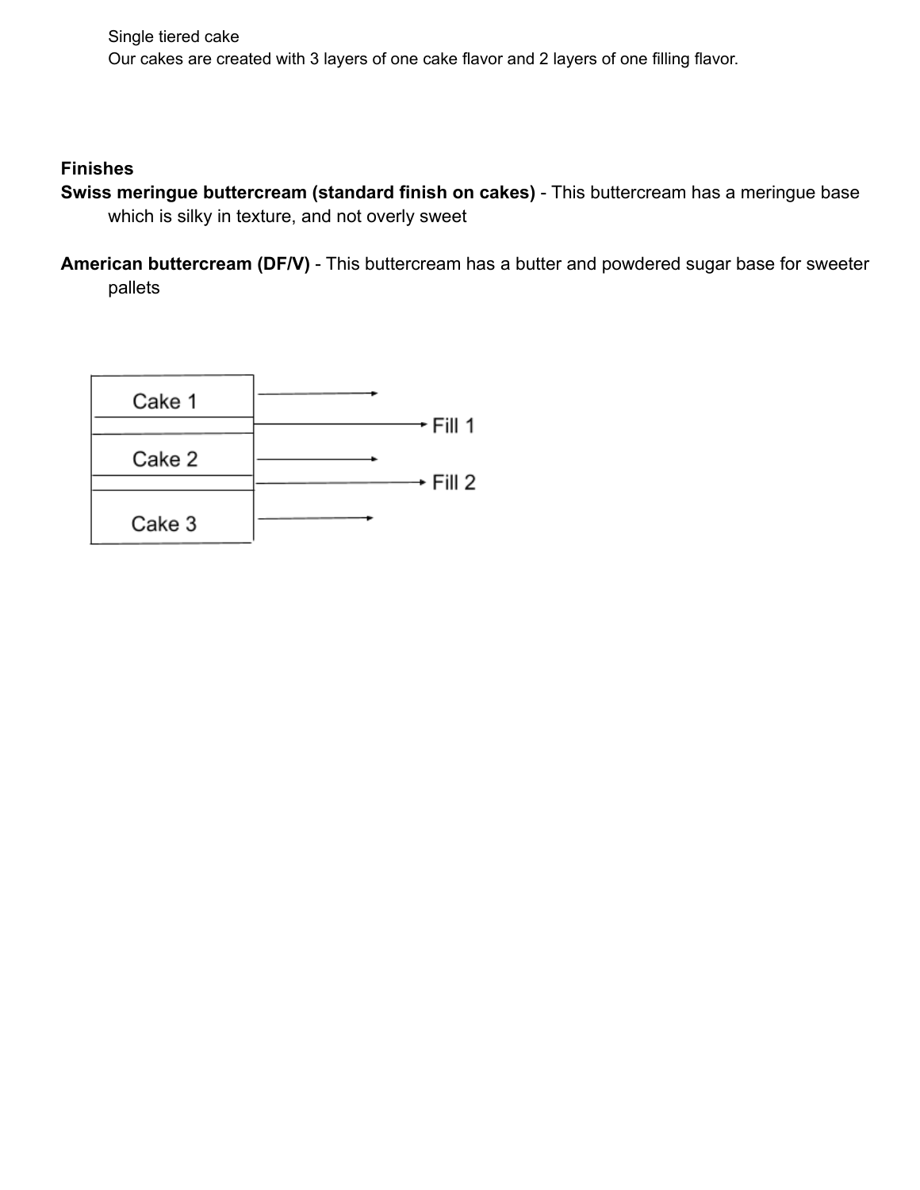Single tiered cake
Our cakes are created with 3 layers of one cake flavor and 2 layers of one filling flavor.

**Finishes**

**Swiss meringue buttercream (standard finish on cakes)** - This buttercream has a meringue base which is silky in texture, and not overly sweet

**American buttercream (DF/V)** - This buttercream has a butter and powdered sugar base for sweeter pallets

Cake 1
Fill 1
Cake 2
Fill 2
Cake 3